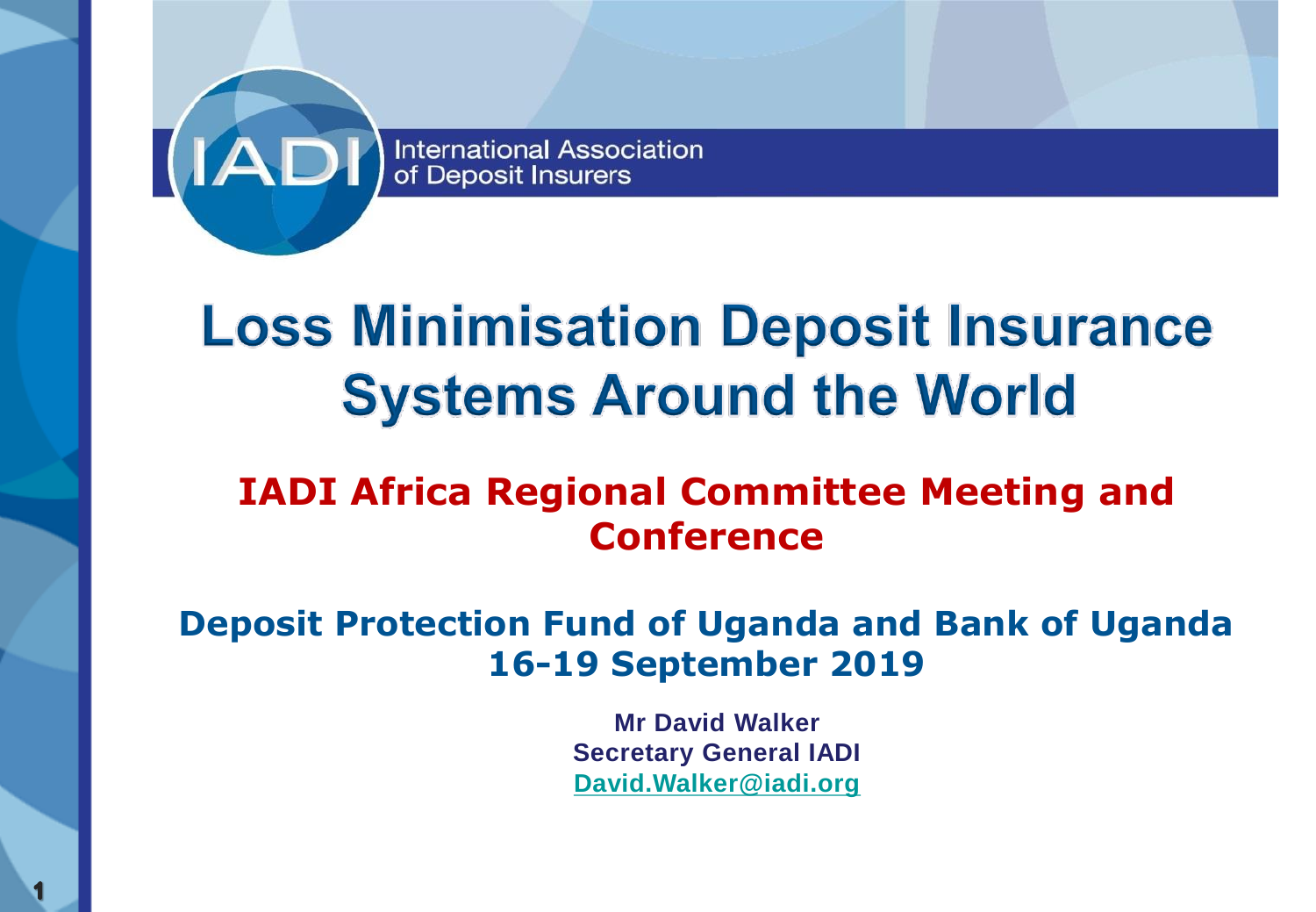International Association of Deposit Insurers

# Loss Minimisation Deposit Insurance Systems Around the World

## IADI Africa Regional Committee Meeting and Conference

### Deposit Protection Fund of Uganda and Bank of Uganda 16-19 September 2019

**Mr David Walker**
**Secretary General IADI**
**David.Walker@iadi.org**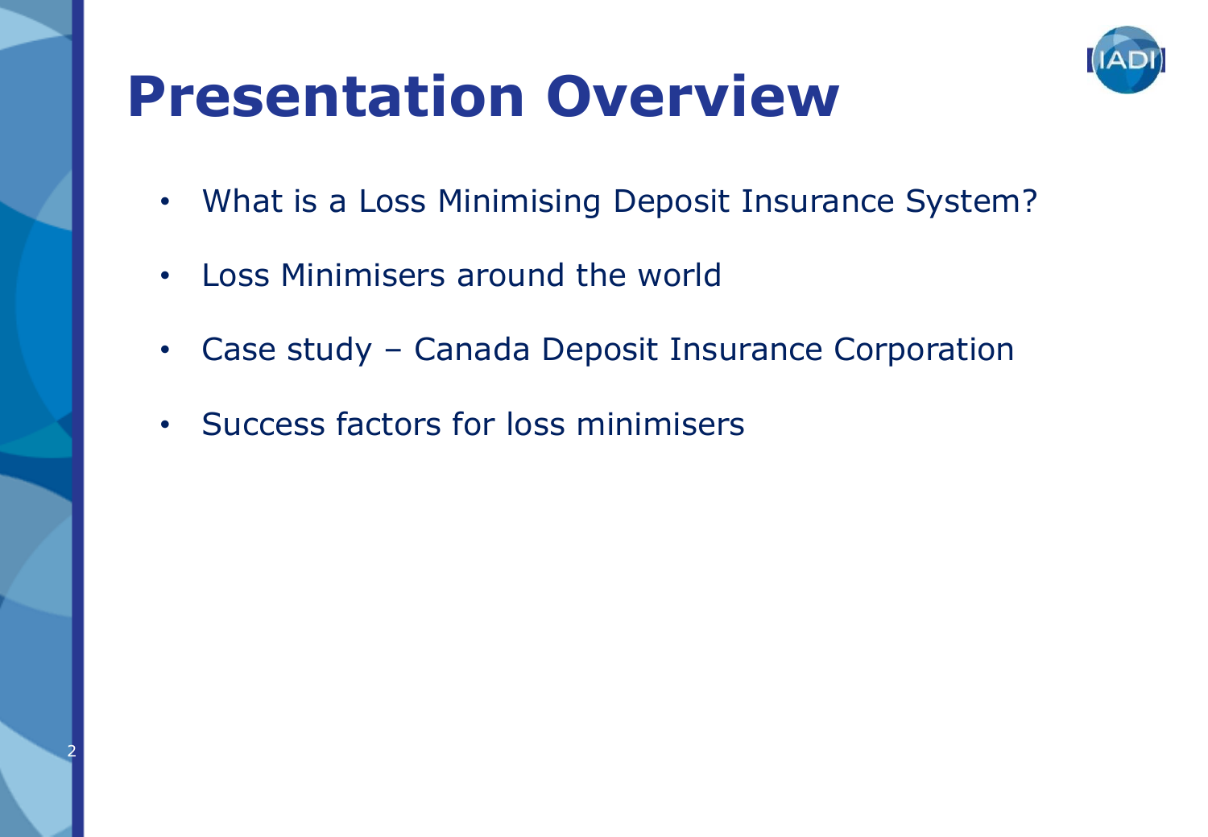# Presentation Overview

- What is a Loss Minimising Deposit Insurance System?
- Loss Minimisers around the world
- Case study – Canada Deposit Insurance Corporation
- Success factors for loss minimisers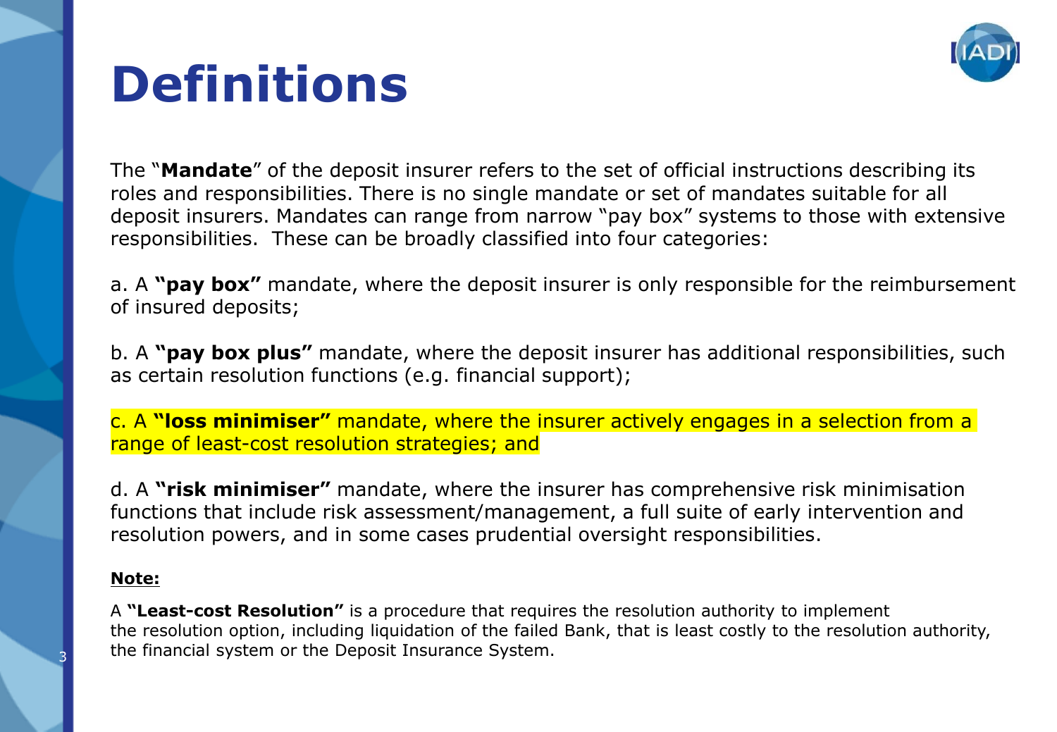# Definitions

The "**Mandate**" of the deposit insurer refers to the set of official instructions describing its roles and responsibilities. There is no single mandate or set of mandates suitable for all deposit insurers. Mandates can range from narrow "pay box" systems to those with extensive responsibilities. These can be broadly classified into four categories:

a. A **"pay box"** mandate, where the deposit insurer is only responsible for the reimbursement of insured deposits;

b. A **"pay box plus"** mandate, where the deposit insurer has additional responsibilities, such as certain resolution functions (e.g. financial support);

c. A **"loss minimiser"** mandate, where the insurer actively engages in a selection from a range of least-cost resolution strategies; and

d. A **"risk minimiser"** mandate, where the insurer has comprehensive risk minimisation functions that include risk assessment/management, a full suite of early intervention and resolution powers, and in some cases prudential oversight responsibilities.

**Note:**

A **"Least-cost Resolution"** is a procedure that requires the resolution authority to implement the resolution option, including liquidation of the failed Bank, that is least costly to the resolution authority, the financial system or the Deposit Insurance System.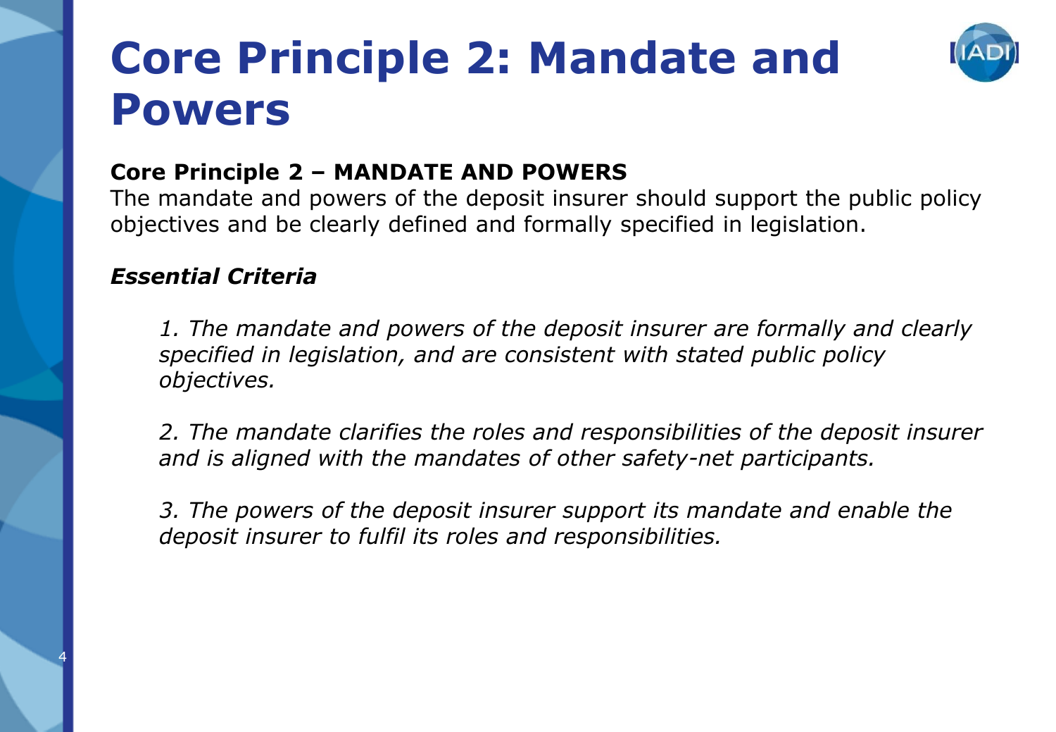# Core Principle 2: Mandate and Powers

**Core Principle 2 – MANDATE AND POWERS**

The mandate and powers of the deposit insurer should support the public policy objectives and be clearly defined and formally specified in legislation.

***Essential Criteria***

*1. The mandate and powers of the deposit insurer are formally and clearly specified in legislation, and are consistent with stated public policy objectives.*

*2. The mandate clarifies the roles and responsibilities of the deposit insurer and is aligned with the mandates of other safety-net participants.*

*3. The powers of the deposit insurer support its mandate and enable the deposit insurer to fulfil its roles and responsibilities.*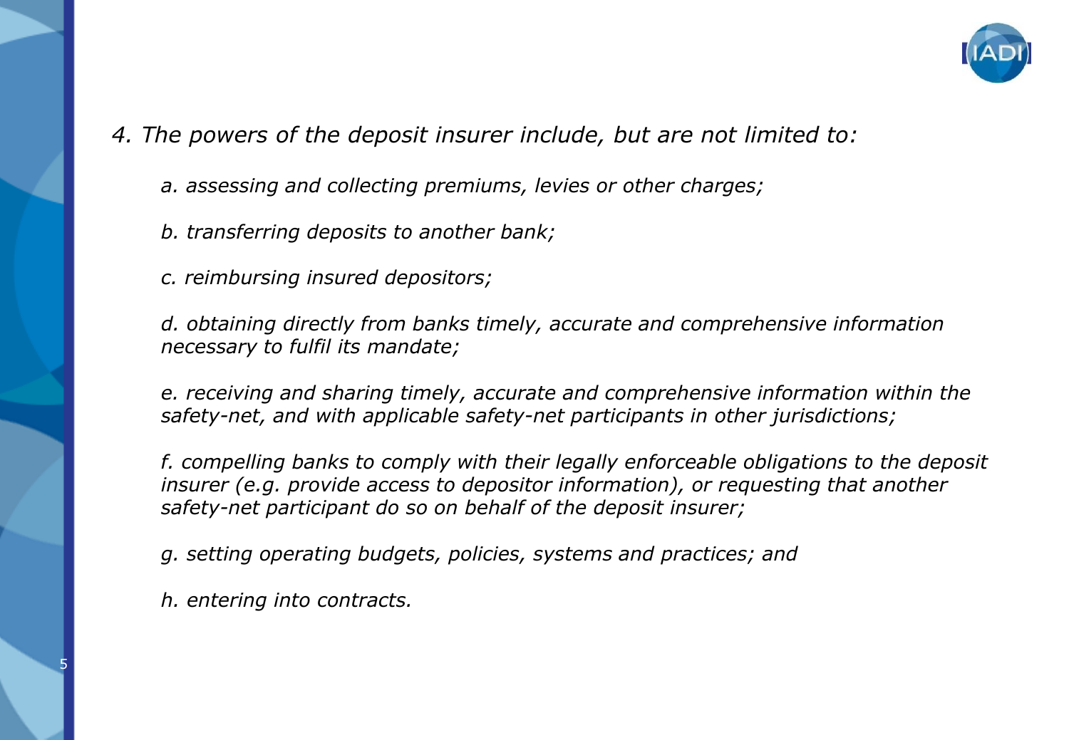*4. The powers of the deposit insurer include, but are not limited to:*

*a. assessing and collecting premiums, levies or other charges;*

*b. transferring deposits to another bank;*

*c. reimbursing insured depositors;*

*d. obtaining directly from banks timely, accurate and comprehensive information necessary to fulfil its mandate;*

*e. receiving and sharing timely, accurate and comprehensive information within the safety-net, and with applicable safety-net participants in other jurisdictions;*

*f. compelling banks to comply with their legally enforceable obligations to the deposit insurer (e.g. provide access to depositor information), or requesting that another safety-net participant do so on behalf of the deposit insurer;*

*g. setting operating budgets, policies, systems and practices; and*

*h. entering into contracts.*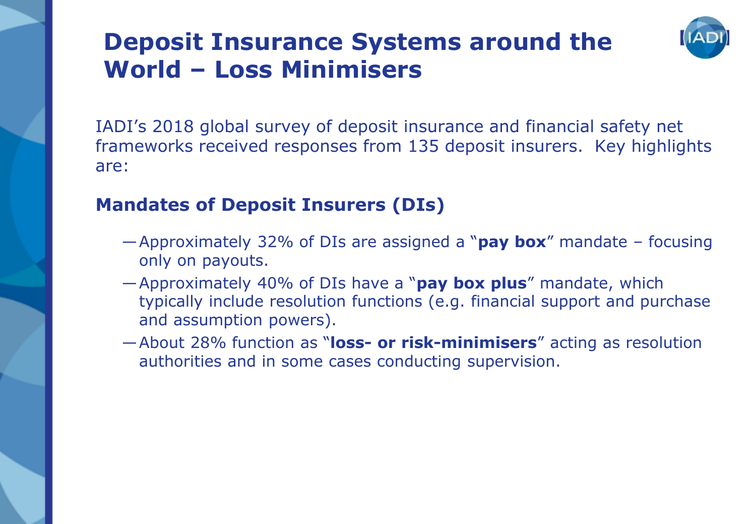# Deposit Insurance Systems around the World – Loss Minimisers

IADI's 2018 global survey of deposit insurance and financial safety net frameworks received responses from 135 deposit insurers. Key highlights are:

## Mandates of Deposit Insurers (DIs)

- Approximately 32% of DIs are assigned a "**pay box**" mandate – focusing only on payouts.
- Approximately 40% of DIs have a "**pay box plus**" mandate, which typically include resolution functions (e.g. financial support and purchase and assumption powers).
- About 28% function as "**loss- or risk-minimisers**" acting as resolution authorities and in some cases conducting supervision.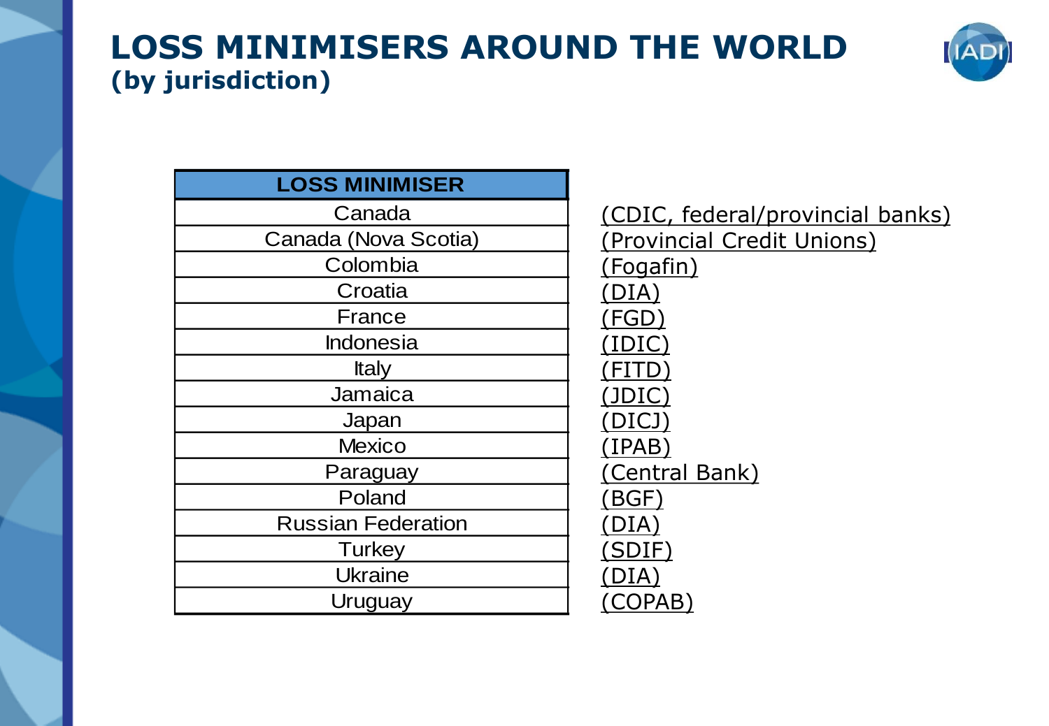# LOSS MINIMISERS AROUND THE WORLD
## (by jurisdiction)

| LOSS MINIMISER | |
|---|---|
| Canada | (CDIC, federal/provincial banks) |
| Canada (Nova Scotia) | (Provincial Credit Unions) |
| Colombia | (Fogafin) |
| Croatia | (DIA) |
| France | (FGD) |
| Indonesia | (IDIC) |
| Italy | (FITD) |
| Jamaica | (JDIC) |
| Japan | (DICJ) |
| Mexico | (IPAB) |
| Paraguay | (Central Bank) |
| Poland | (BGF) |
| Russian Federation | (DIA) |
| Turkey | (SDIF) |
| Ukraine | (DIA) |
| Uruguay | (COPAB) |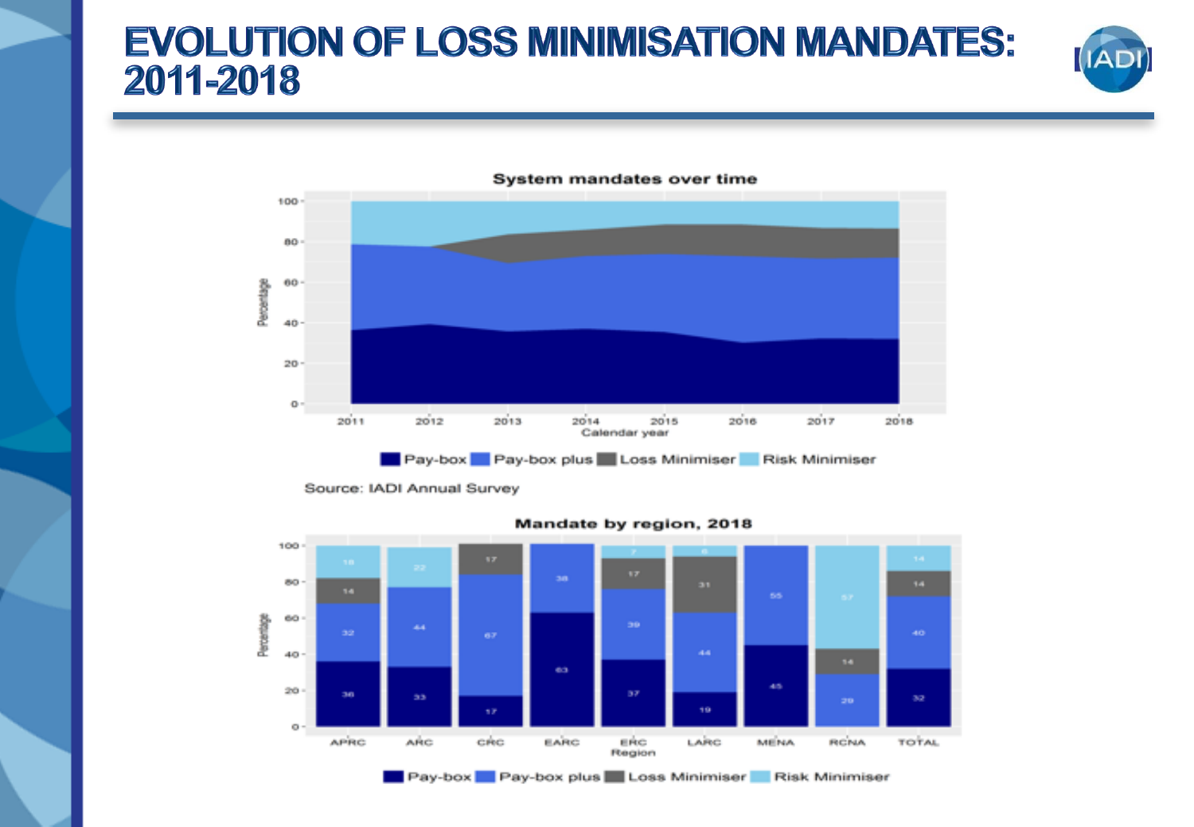# EVOLUTION OF LOSS MINIMISATION MANDATES: 2011-2018

**System mandates over time**

Pay-box | Pay-box plus | Loss Minimiser | Risk Minimiser

Source: IADI Annual Survey

**Mandate by region, 2018**

| Region | Pay-box | Pay-box plus | Loss Minimiser | Risk Minimiser |
|---|---|---|---|---|
| APRC | 36 | 32 | 14 | 18 |
| ARC | 33 | 44 | | 22 |
| CRC | 17 | 67 | 17 | |
| EARC | 63 | 38 | | |
| ERC | 37 | 39 | 17 | 7 |
| LARC | 19 | 44 | 31 | 6 |
| MENA | 45 | 55 | | |
| RCNA | | 29 | 14 | 57 |
| TOTAL | 32 | 40 | 14 | 14 |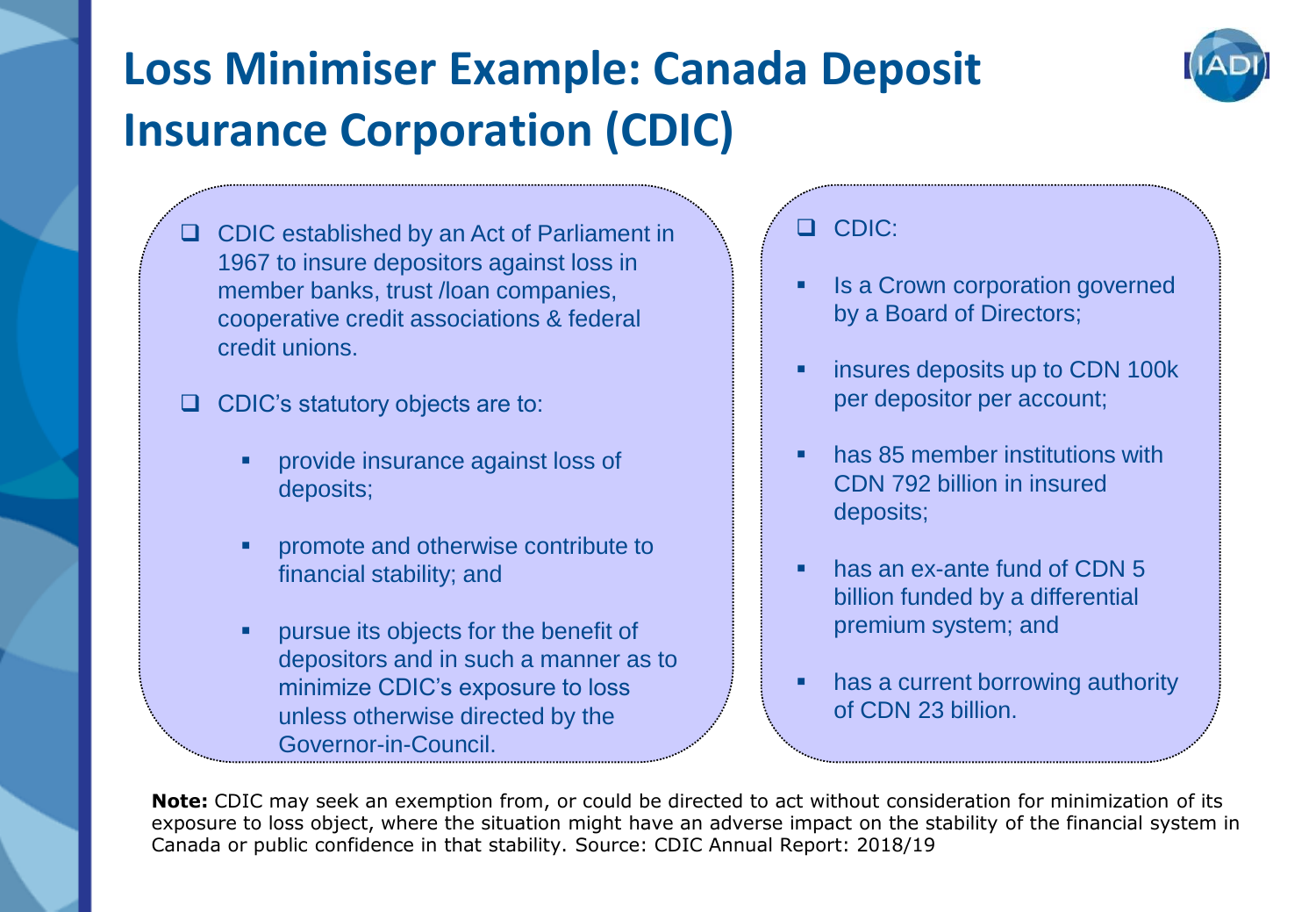# Loss Minimiser Example: Canada Deposit Insurance Corporation (CDIC)

- CDIC established by an Act of Parliament in 1967 to insure depositors against loss in member banks, trust /loan companies, cooperative credit associations & federal credit unions.

- CDIC's statutory objects are to:
  - provide insurance against loss of deposits;
  - promote and otherwise contribute to financial stability; and
  - pursue its objects for the benefit of depositors and in such a manner as to minimize CDIC's exposure to loss unless otherwise directed by the Governor-in-Council.

- CDIC:
  - Is a Crown corporation governed by a Board of Directors;
  - insures deposits up to CDN 100k per depositor per account;
  - has 85 member institutions with CDN 792 billion in insured deposits;
  - has an ex-ante fund of CDN 5 billion funded by a differential premium system; and
  - has a current borrowing authority of CDN 23 billion.

**Note:** CDIC may seek an exemption from, or could be directed to act without consideration for minimization of its exposure to loss object, where the situation might have an adverse impact on the stability of the financial system in Canada or public confidence in that stability. Source: CDIC Annual Report: 2018/19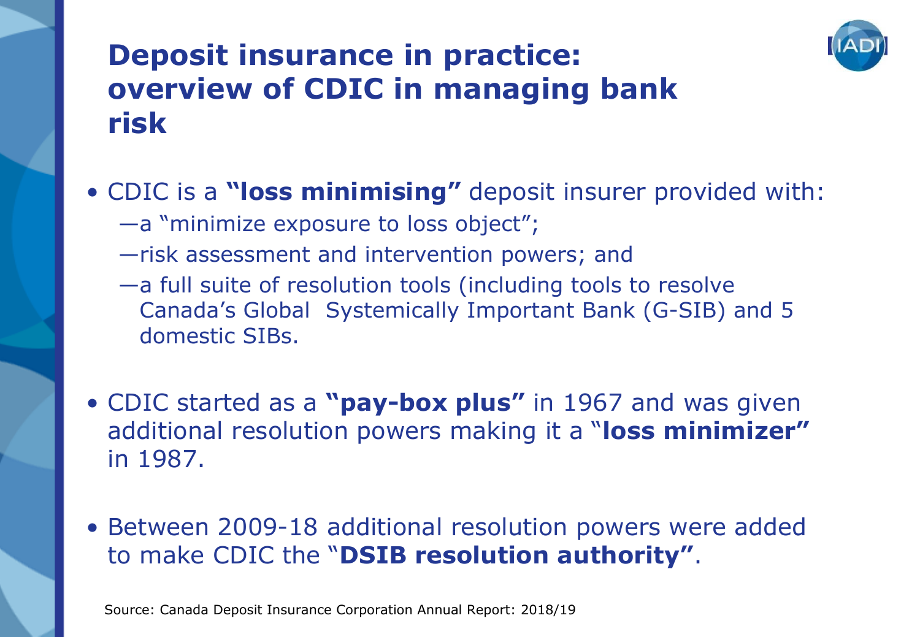# Deposit insurance in practice: overview of CDIC in managing bank risk

- CDIC is a **"loss minimising"** deposit insurer provided with:
  - —a "minimize exposure to loss object";
  - —risk assessment and intervention powers; and
  - —a full suite of resolution tools (including tools to resolve Canada's Global Systemically Important Bank (G-SIB) and 5 domestic SIBs.
- CDIC started as a **"pay-box plus"** in 1967 and was given additional resolution powers making it a "**loss minimizer"** in 1987.
- Between 2009-18 additional resolution powers were added to make CDIC the "**DSIB resolution authority"**.

Source: Canada Deposit Insurance Corporation Annual Report: 2018/19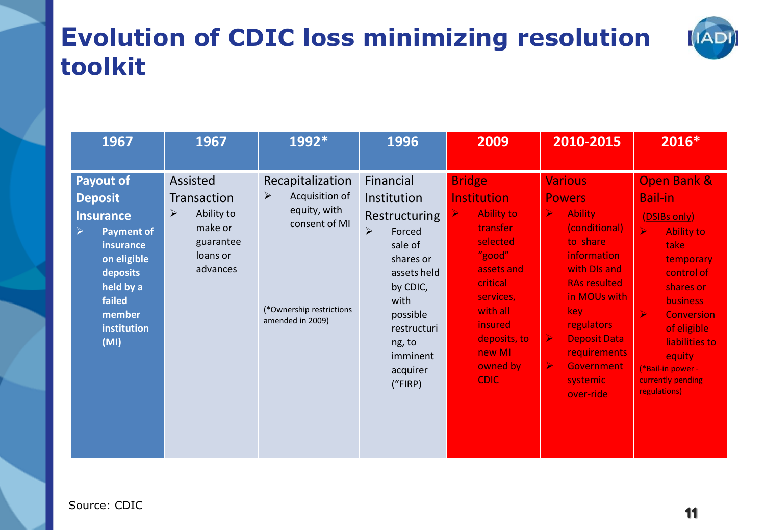# Evolution of CDIC loss minimizing resolution toolkit

| 1967 | 1967 | 1992* | 1996 | 2009 | 2010-2015 | 2016* |
|---|---|---|---|---|---|---|
| **Payout of Deposit Insurance**<br>➢ **Payment of insurance on eligible deposits held by a failed member institution (MI)** | Assisted Transaction<br>➢ Ability to make or guarantee loans or advances | Recapitalization<br>➢ Acquisition of equity, with consent of MI<br><br>(*Ownership restrictions amended in 2009) | Financial Institution Restructuring<br>➢ Forced sale of shares or assets held by CDIC, with possible restructuring, to imminent acquirer ("FIRP) | Bridge Institution<br>➢ Ability to transfer selected "good" assets and critical services, with all insured deposits, to new MI owned by CDIC | Various Powers<br>➢ Ability (conditional) to share information with DIs and RAs resulted in MOUs with key regulators<br>➢ Deposit Data requirements<br>➢ Government systemic over-ride | Open Bank & Bail-in<br>(DSIBs only)<br>➢ Ability to take temporary control of shares or business<br>➢ Conversion of eligible liabilities to equity<br>(*Bail-in power - currently pending regulations) |

Source: CDIC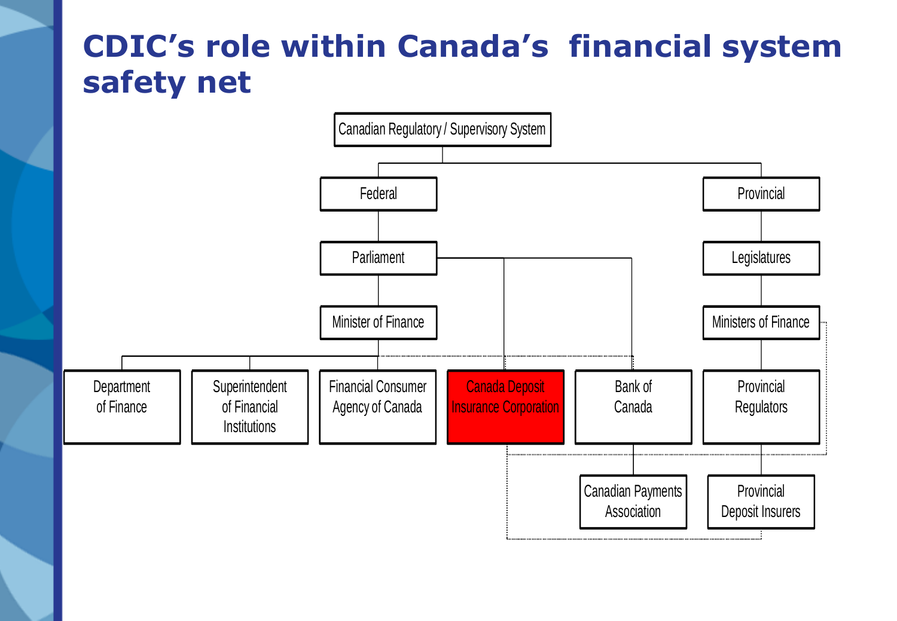# CDIC's role within Canada's financial system safety net

- Canadian Regulatory / Supervisory System
  - Federal
    - Parliament
      - Minister of Finance
        - Department of Finance
        - Superintendent of Financial Institutions
        - Financial Consumer Agency of Canada
        - Canada Deposit Insurance Corporation
        - Bank of Canada
      - Canada Deposit Insurance Corporation
      - Bank of Canada
        - Canadian Payments Association
  - Provincial
    - Legislatures
      - Ministers of Finance
        - Provincial Regulators
          - Provincial Deposit Insurers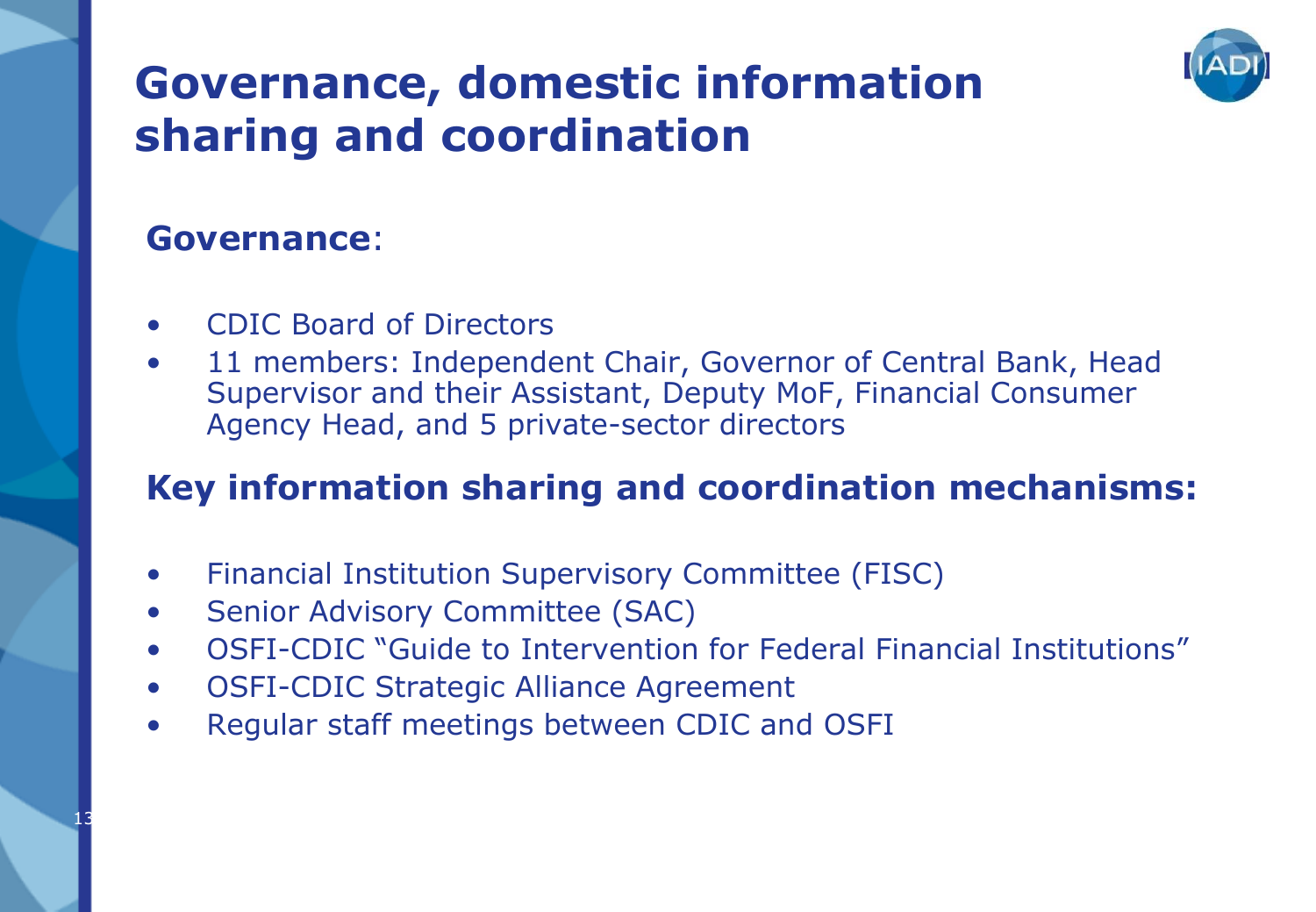# Governance, domestic information sharing and coordination

**Governance**:

- CDIC Board of Directors
- 11 members: Independent Chair, Governor of Central Bank, Head Supervisor and their Assistant, Deputy MoF, Financial Consumer Agency Head, and 5 private-sector directors

**Key information sharing and coordination mechanisms:**

- Financial Institution Supervisory Committee (FISC)
- Senior Advisory Committee (SAC)
- OSFI-CDIC "Guide to Intervention for Federal Financial Institutions"
- OSFI-CDIC Strategic Alliance Agreement
- Regular staff meetings between CDIC and OSFI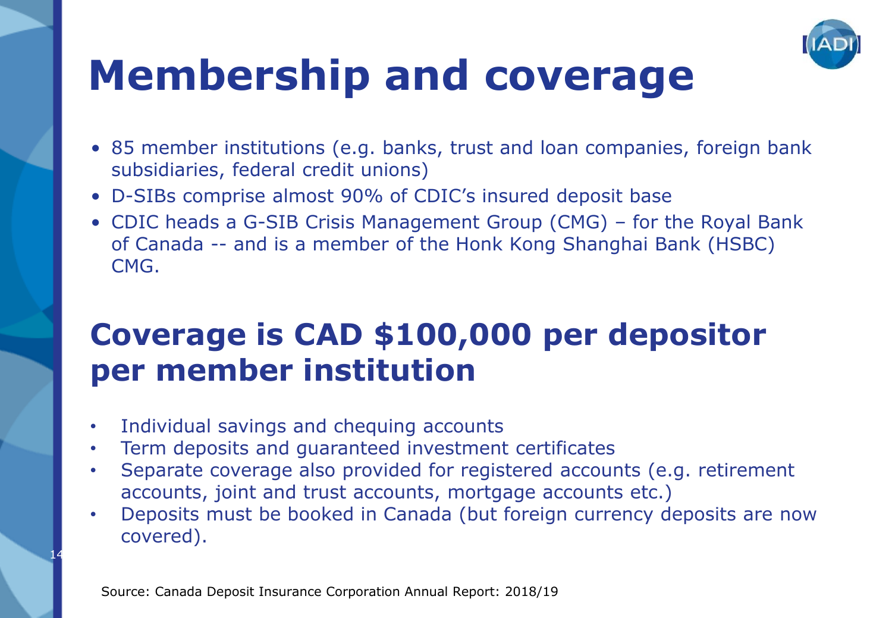# Membership and coverage

- 85 member institutions (e.g. banks, trust and loan companies, foreign bank subsidiaries, federal credit unions)
- D-SIBs comprise almost 90% of CDIC's insured deposit base
- CDIC heads a G-SIB Crisis Management Group (CMG) – for the Royal Bank of Canada -- and is a member of the Honk Kong Shanghai Bank (HSBC) CMG.

## Coverage is CAD $100,000 per depositor per member institution

- Individual savings and chequing accounts
- Term deposits and guaranteed investment certificates
- Separate coverage also provided for registered accounts (e.g. retirement accounts, joint and trust accounts, mortgage accounts etc.)
- Deposits must be booked in Canada (but foreign currency deposits are now covered).

Source: Canada Deposit Insurance Corporation Annual Report: 2018/19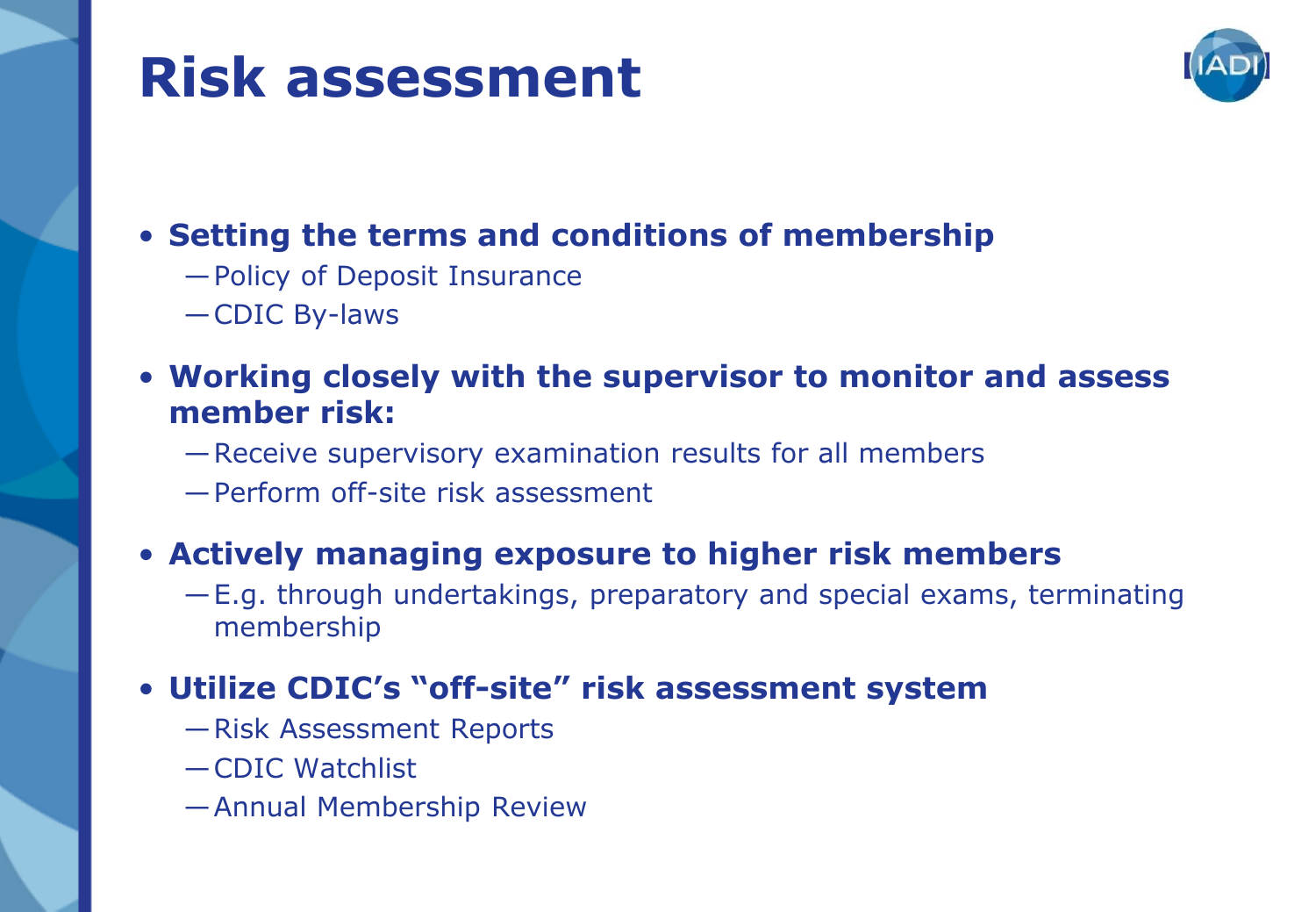# Risk assessment

- **Setting the terms and conditions of membership**
  - Policy of Deposit Insurance
  - CDIC By-laws
- **Working closely with the supervisor to monitor and assess member risk:**
  - Receive supervisory examination results for all members
  - Perform off-site risk assessment
- **Actively managing exposure to higher risk members**
  - E.g. through undertakings, preparatory and special exams, terminating membership
- **Utilize CDIC's "off-site" risk assessment system**
  - Risk Assessment Reports
  - CDIC Watchlist
  - Annual Membership Review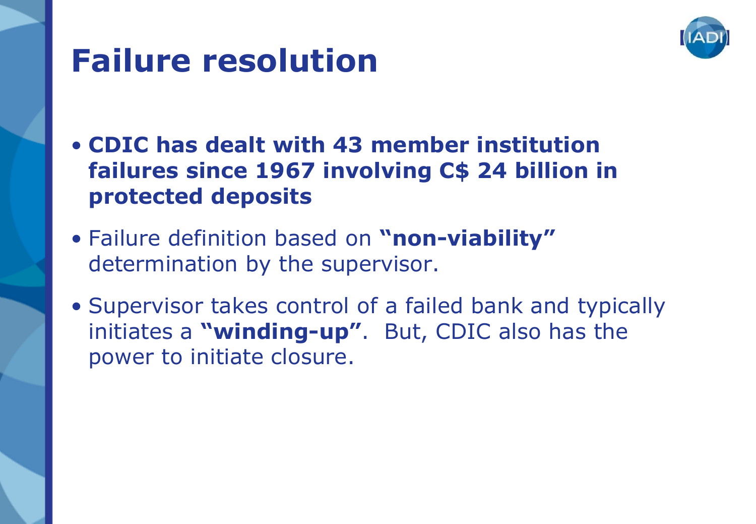# Failure resolution

- **CDIC has dealt with 43 member institution failures since 1967 involving C$ 24 billion in protected deposits**
- Failure definition based on **"non-viability"** determination by the supervisor.
- Supervisor takes control of a failed bank and typically initiates a **"winding-up"**. But, CDIC also has the power to initiate closure.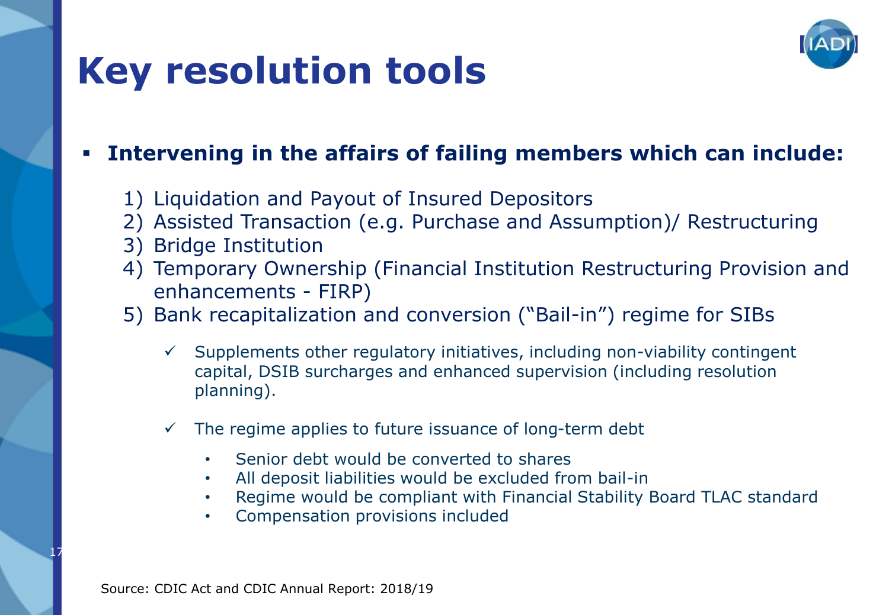# Key resolution tools

- **Intervening in the affairs of failing members which can include:**

  1) Liquidation and Payout of Insured Depositors
  2) Assisted Transaction (e.g. Purchase and Assumption)/ Restructuring
  3) Bridge Institution
  4) Temporary Ownership (Financial Institution Restructuring Provision and enhancements - FIRP)
  5) Bank recapitalization and conversion ("Bail-in") regime for SIBs

     ✓ Supplements other regulatory initiatives, including non-viability contingent capital, DSIB surcharges and enhanced supervision (including resolution planning).

     ✓ The regime applies to future issuance of long-term debt

       - Senior debt would be converted to shares
       - All deposit liabilities would be excluded from bail-in
       - Regime would be compliant with Financial Stability Board TLAC standard
       - Compensation provisions included

Source: CDIC Act and CDIC Annual Report: 2018/19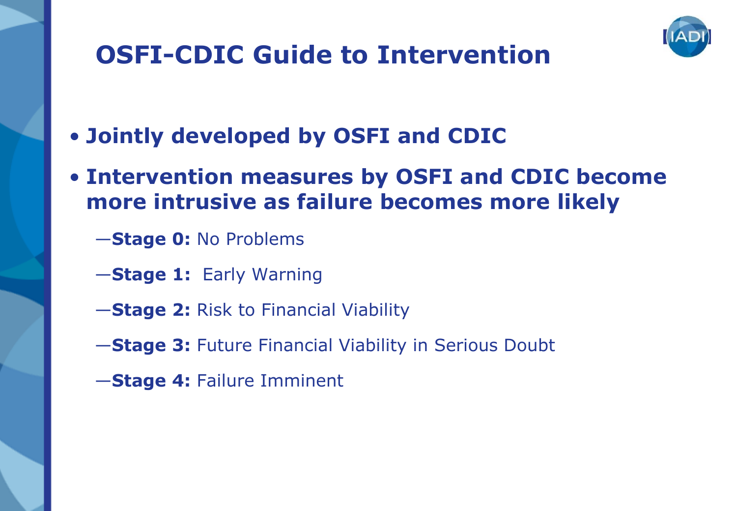# OSFI-CDIC Guide to Intervention

- **Jointly developed by OSFI and CDIC**
- **Intervention measures by OSFI and CDIC become more intrusive as failure becomes more likely**
  - **Stage 0:** No Problems
  - **Stage 1:** Early Warning
  - **Stage 2:** Risk to Financial Viability
  - **Stage 3:** Future Financial Viability in Serious Doubt
  - **Stage 4:** Failure Imminent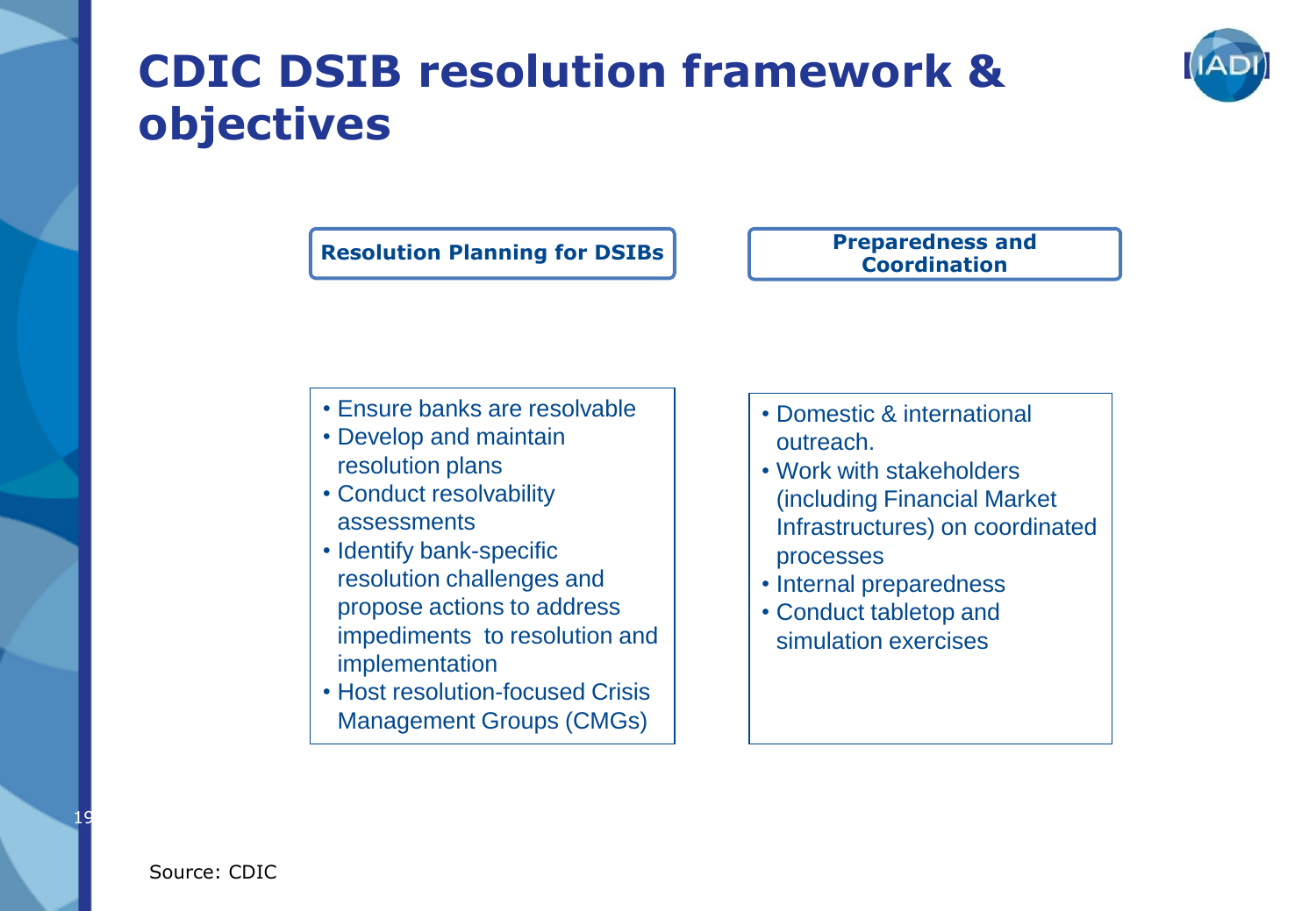# CDIC DSIB resolution framework & objectives

**Resolution Planning for DSIBs**

- Ensure banks are resolvable
- Develop and maintain resolution plans
- Conduct resolvability assessments
- Identify bank-specific resolution challenges and propose actions to address impediments to resolution and implementation
- Host resolution-focused Crisis Management Groups (CMGs)

**Preparedness and Coordination**

- Domestic & international outreach.
- Work with stakeholders (including Financial Market Infrastructures) on coordinated processes
- Internal preparedness
- Conduct tabletop and simulation exercises

Source: CDIC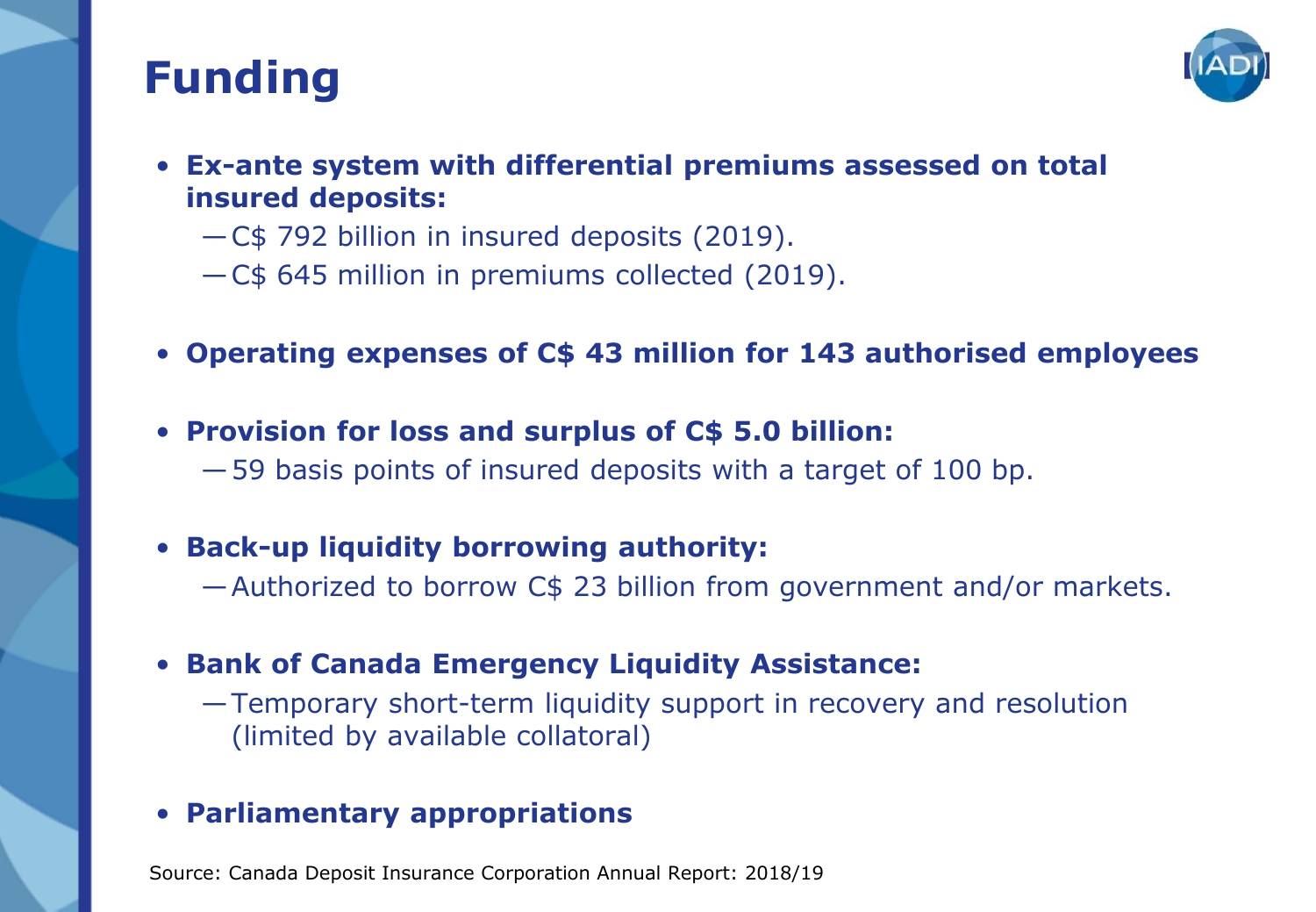# Funding

- **Ex-ante system with differential premiums assessed on total insured deposits:**
  - C$ 792 billion in insured deposits (2019).
  - C$ 645 million in premiums collected (2019).
- **Operating expenses of C$ 43 million for 143 authorised employees**
- **Provision for loss and surplus of C$ 5.0 billion:**
  - 59 basis points of insured deposits with a target of 100 bp.
- **Back-up liquidity borrowing authority:**
  - Authorized to borrow C$ 23 billion from government and/or markets.
- **Bank of Canada Emergency Liquidity Assistance:**
  - Temporary short-term liquidity support in recovery and resolution (limited by available collatoral)
- **Parliamentary appropriations**

Source: Canada Deposit Insurance Corporation Annual Report: 2018/19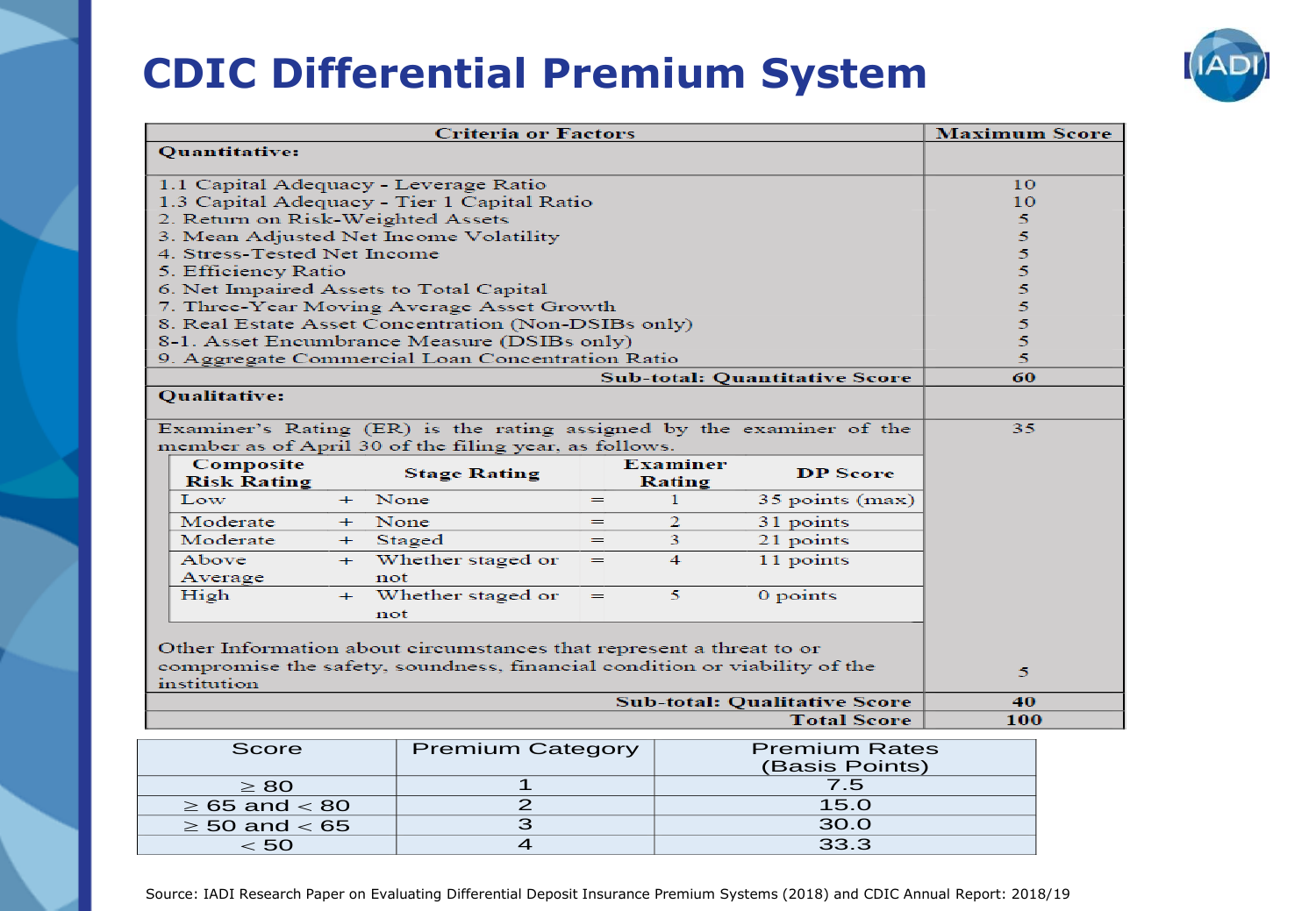# CDIC Differential Premium System

| Criteria or Factors | Maximum Score |
|---|---|
| **Quantitative:** | |
| 1.1 Capital Adequacy - Leverage Ratio | 10 |
| 1.3 Capital Adequacy - Tier 1 Capital Ratio | 10 |
| 2. Return on Risk-Weighted Assets | 5 |
| 3. Mean Adjusted Net Income Volatility | 5 |
| 4. Stress-Tested Net Income | 5 |
| 5. Efficiency Ratio | 5 |
| 6. Net Impaired Assets to Total Capital | 5 |
| 7. Three-Year Moving Average Asset Growth | 5 |
| 8. Real Estate Asset Concentration (Non-DSIBs only) | 5 |
| 8-1. Asset Encumbrance Measure (DSIBs only) | 5 |
| 9. Aggregate Commercial Loan Concentration Ratio | 5 |
| **Sub-total: Quantitative Score** | **60** |
| **Qualitative:** | |
| Examiner's Rating (ER) is the rating assigned by the examiner of the member as of April 30 of the filing year, as follows. | 35 |
| Other Information about circumstances that represent a threat to or compromise the safety, soundness, financial condition or viability of the institution | 5 |
| **Sub-total: Qualitative Score** | **40** |
| **Total Score** | **100** |

| Composite Risk Rating | | Stage Rating | | Examiner Rating | DP Score |
|---|---|---|---|---|---|
| Low | + | None | = | 1 | 35 points (max) |
| Moderate | + | None | = | 2 | 31 points |
| Moderate | + | Staged | = | 3 | 21 points |
| Above Average | + | Whether staged or not | = | 4 | 11 points |
| High | + | Whether staged or not | = | 5 | 0 points |

| Score | Premium Category | Premium Rates (Basis Points) |
|---|---|---|
| ≥ 80 | 1 | 7.5 |
| ≥ 65 and < 80 | 2 | 15.0 |
| ≥ 50 and < 65 | 3 | 30.0 |
| < 50 | 4 | 33.3 |

Source: IADI Research Paper on Evaluating Differential Deposit Insurance Premium Systems (2018) and CDIC Annual Report: 2018/19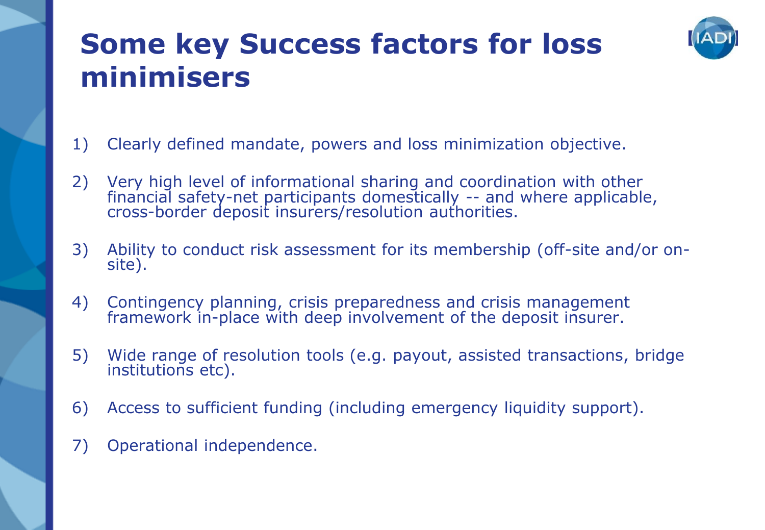# Some key Success factors for loss minimisers

1) Clearly defined mandate, powers and loss minimization objective.

2) Very high level of informational sharing and coordination with other financial safety-net participants domestically -- and where applicable, cross-border deposit insurers/resolution authorities.

3) Ability to conduct risk assessment for its membership (off-site and/or on-site).

4) Contingency planning, crisis preparedness and crisis management framework in-place with deep involvement of the deposit insurer.

5) Wide range of resolution tools (e.g. payout, assisted transactions, bridge institutions etc).

6) Access to sufficient funding (including emergency liquidity support).

7) Operational independence.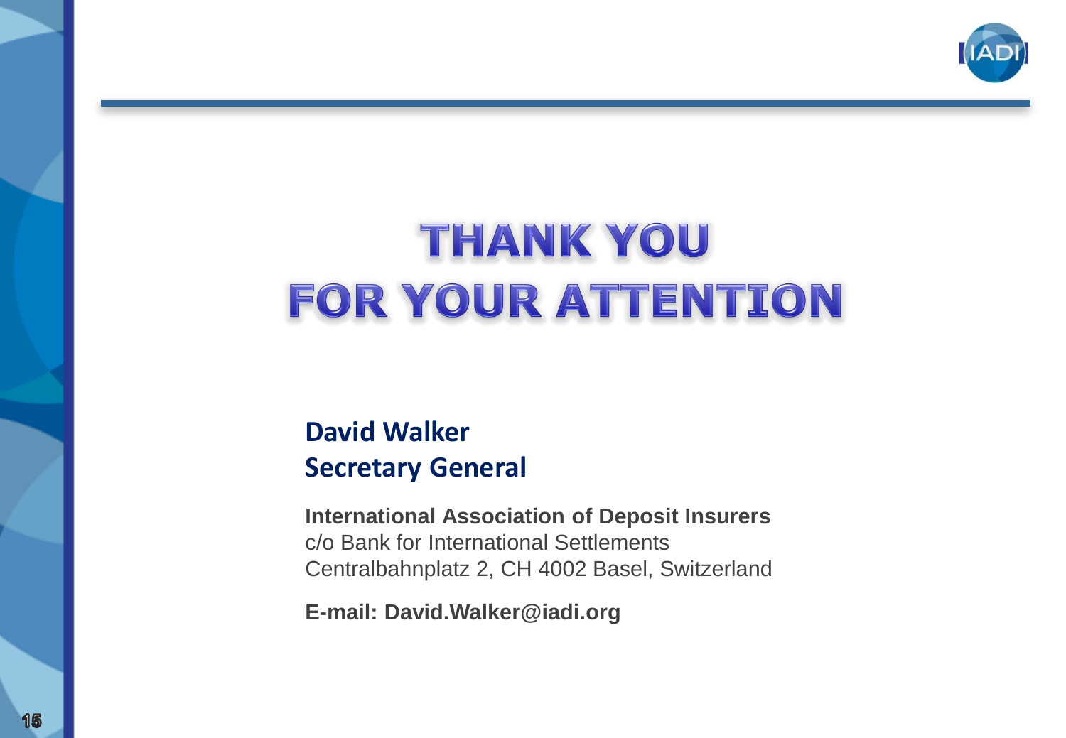# THANK YOU FOR YOUR ATTENTION

**David Walker**
**Secretary General**

**International Association of Deposit Insurers**
c/o Bank for International Settlements
Centralbahnplatz 2, CH 4002 Basel, Switzerland

**E-mail: David.Walker@iadi.org**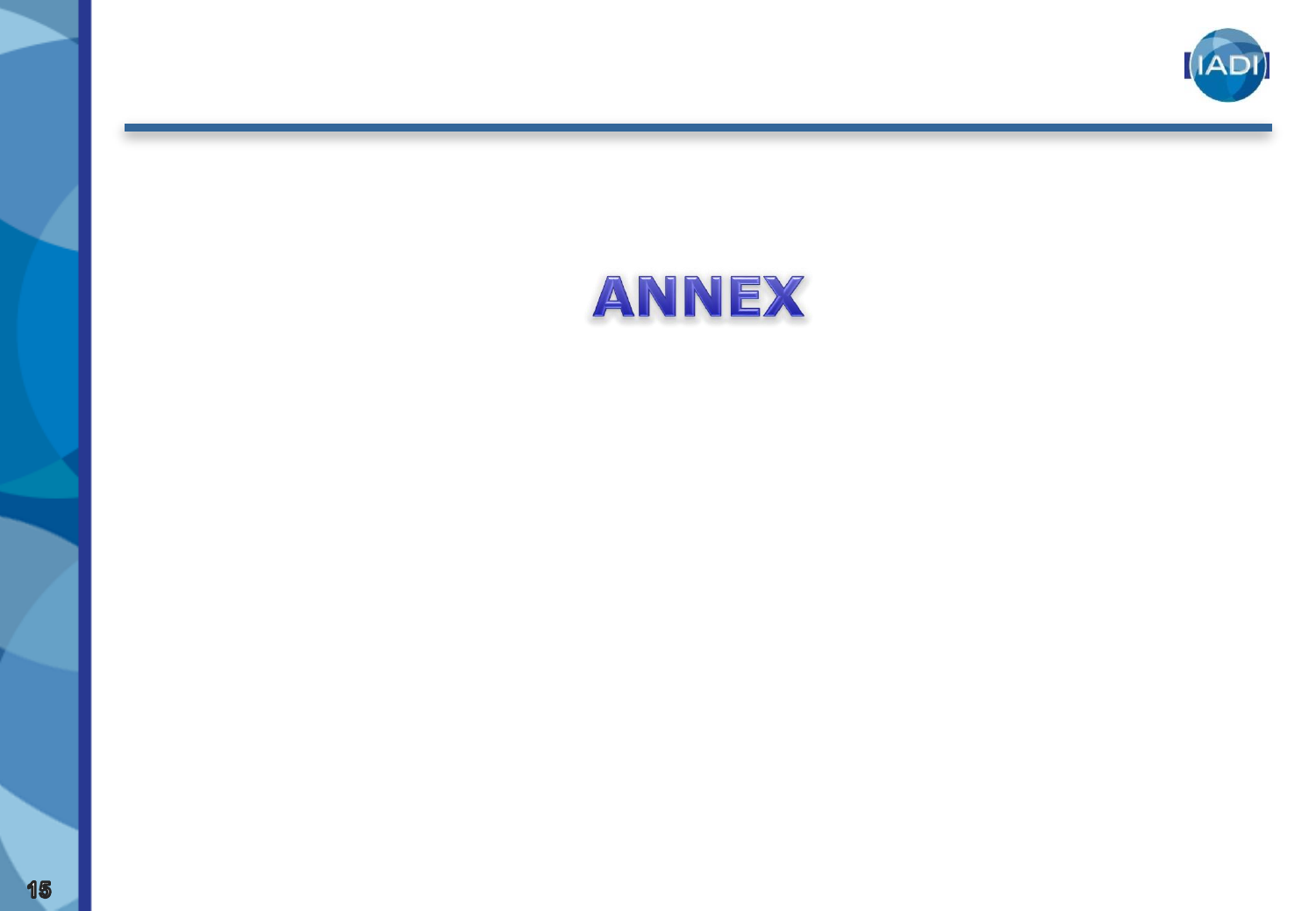# ANNEX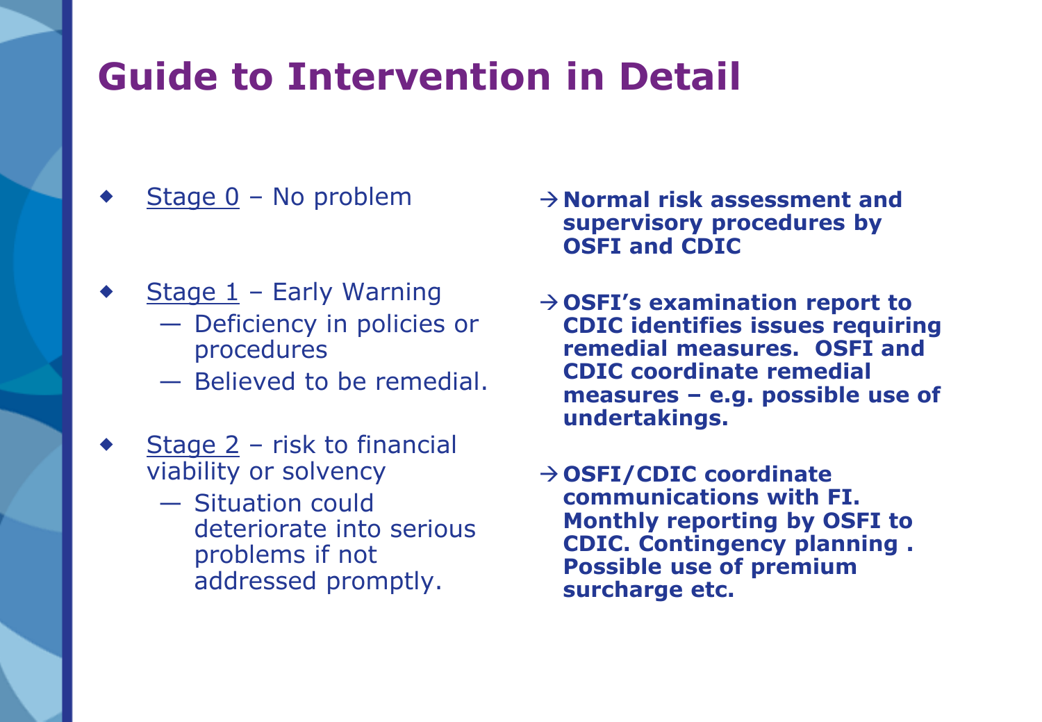# Guide to Intervention in Detail

- Stage 0 – No problem

  → **Normal risk assessment and supervisory procedures by OSFI and CDIC**

- Stage 1 – Early Warning
  - Deficiency in policies or procedures
  - Believed to be remedial.

  → **OSFI's examination report to CDIC identifies issues requiring remedial measures. OSFI and CDIC coordinate remedial measures – e.g. possible use of undertakings.**

- Stage 2 – risk to financial viability or solvency
  - Situation could deteriorate into serious problems if not addressed promptly.

  → **OSFI/CDIC coordinate communications with FI. Monthly reporting by OSFI to CDIC. Contingency planning . Possible use of premium surcharge etc.**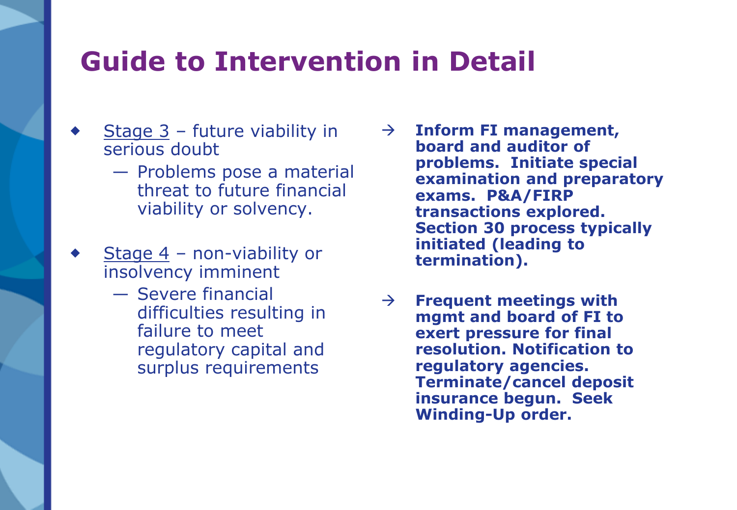# Guide to Intervention in Detail

- Stage 3 – future viability in serious doubt
  - Problems pose a material threat to future financial viability or solvency.

→ **Inform FI management, board and auditor of problems. Initiate special examination and preparatory exams. P&A/FIRP transactions explored. Section 30 process typically initiated (leading to termination).**

- Stage 4 – non-viability or insolvency imminent
  - Severe financial difficulties resulting in failure to meet regulatory capital and surplus requirements

→ **Frequent meetings with mgmt and board of FI to exert pressure for final resolution. Notification to regulatory agencies. Terminate/cancel deposit insurance begun. Seek Winding-Up order.**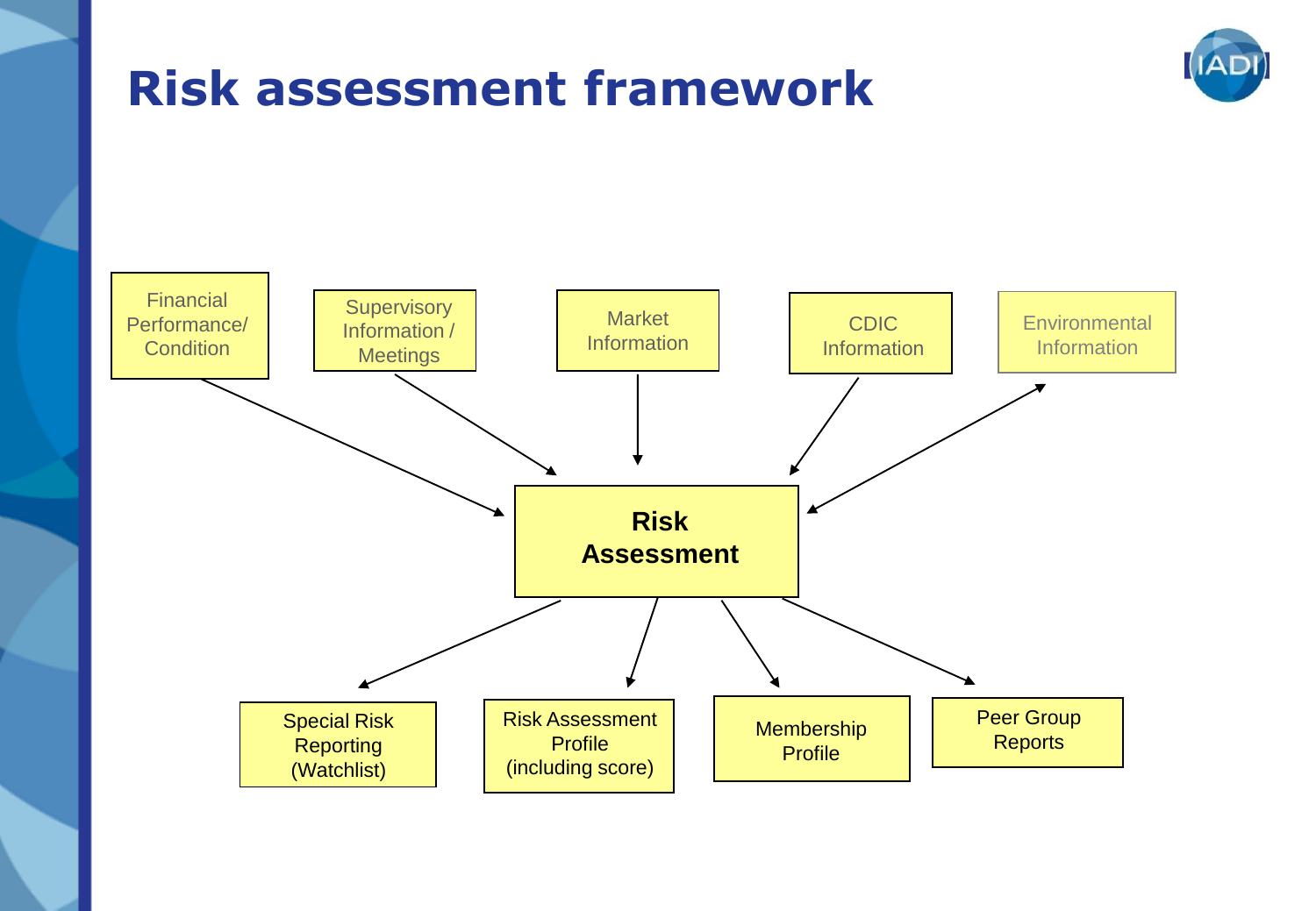# Risk assessment framework

Financial Performance/ Condition

Supervisory Information / Meetings

Market Information

CDIC Information

Environmental Information

**Risk Assessment**

Special Risk Reporting (Watchlist)

Risk Assessment Profile (including score)

Membership Profile

Peer Group Reports